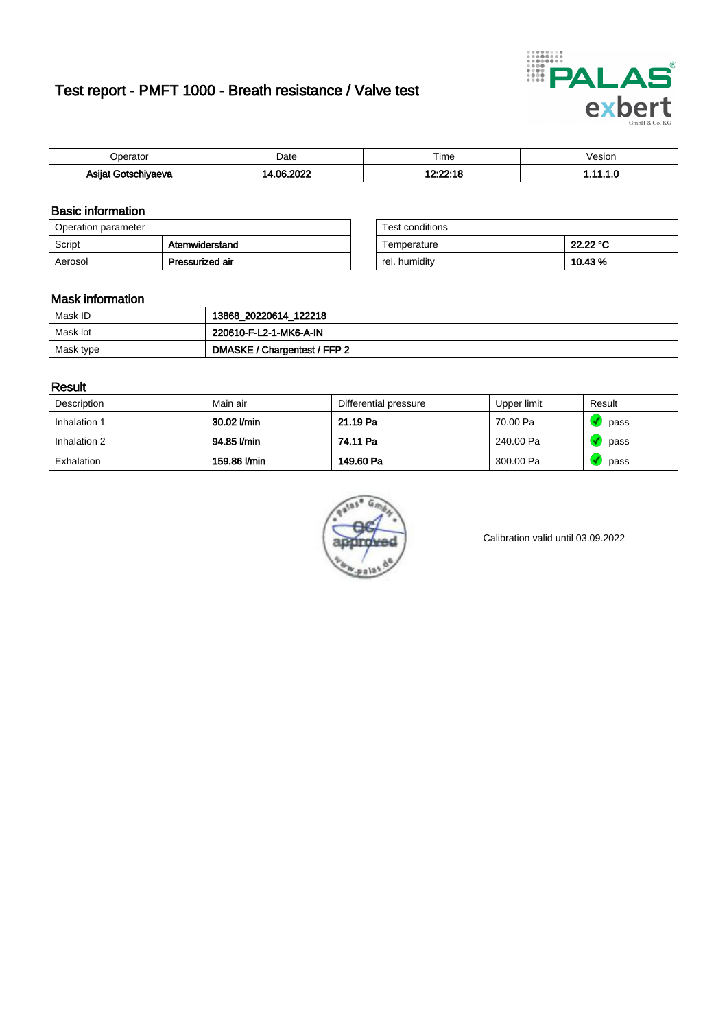# Test report - PMFT 1000 - Breath resistance / Valve test

| Operator | Date | Time | Vesion |
|---|---|---|---|
| **Asijat Gotschiyaeva** | **14.06.2022** | **12:22:18** | **1.11.1.0** |

## Basic information

| Operation parameter | |
|---|---|
| Script | **Atemwiderstand** |
| Aerosol | **Pressurized air** |

| Test conditions | |
|---|---|
| Temperature | **22.22 °C** |
| rel. humidity | **10.43 %** |

## Mask information

| | |
|---|---|
| Mask ID | **13868_20220614_122218** |
| Mask lot | **220610-F-L2-1-MK6-A-IN** |
| Mask type | **DMASKE / Chargentest / FFP 2** |

## Result

| Description | Main air | Differential pressure | Upper limit | Result |
|---|---|---|---|---|
| Inhalation 1 | **30.02 l/min** | **21.19 Pa** | 70.00 Pa | pass |
| Inhalation 2 | **94.85 l/min** | **74.11 Pa** | 240.00 Pa | pass |
| Exhalation | **159.86 l/min** | **149.60 Pa** | 300.00 Pa | pass |

Calibration valid until 03.09.2022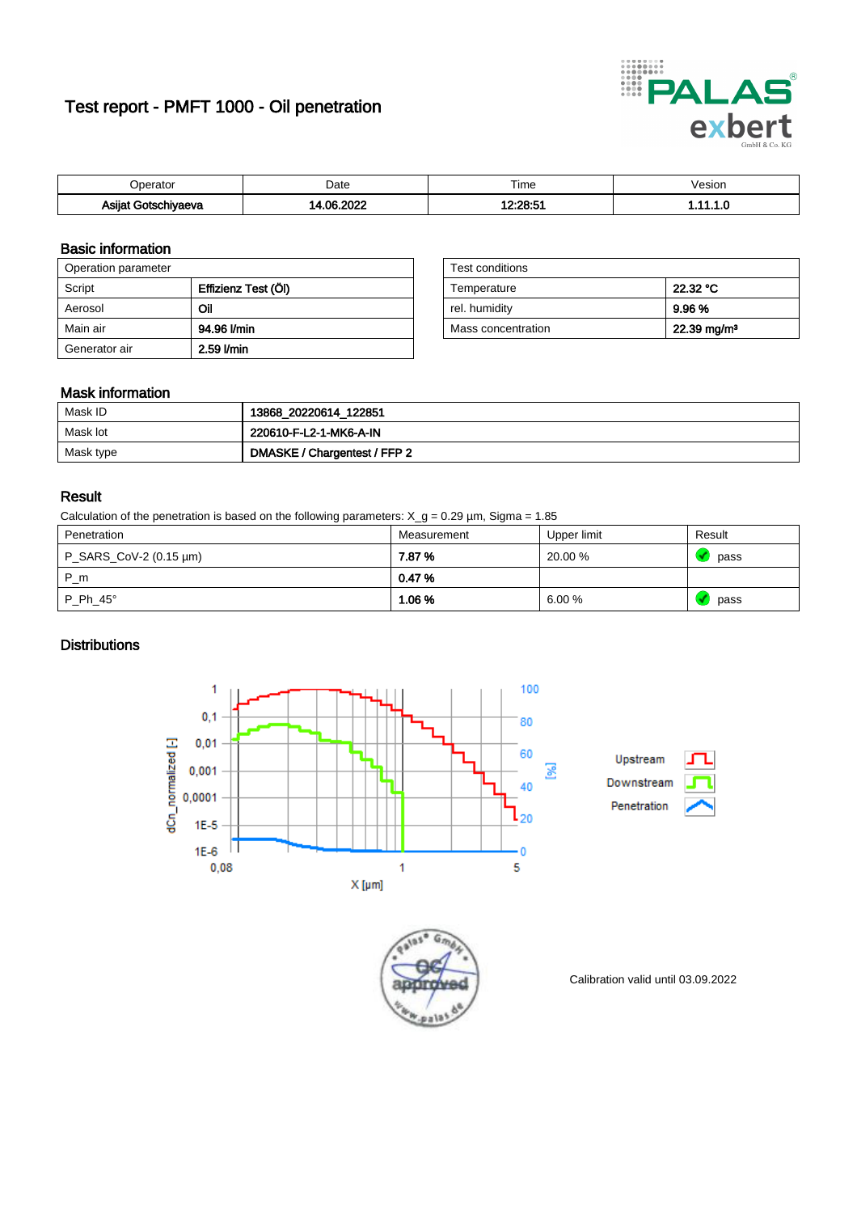# Test report - PMFT 1000 - Oil penetration

PALAS exbert GmbH & Co. KG

| Operator | Date | Time | Vesion |
|---|---|---|---|
| **Asijat Gotschiyaeva** | **14.06.2022** | **12:28:51** | **1.11.1.0** |

## Basic information

| Operation parameter | |
|---|---|
| Script | **Effizienz Test (Öl)** |
| Aerosol | **Oil** |
| Main air | **94.96 l/min** |
| Generator air | **2.59 l/min** |

| Test conditions | |
|---|---|
| Temperature | **22.32 °C** |
| rel. humidity | **9.96 %** |
| Mass concentration | **22.39 mg/m³** |

## Mask information

| | |
|---|---|
| Mask ID | **13868_20220614_122851** |
| Mask lot | **220610-F-L2-1-MK6-A-IN** |
| Mask type | **DMASKE / Chargentest / FFP 2** |

## Result

Calculation of the penetration is based on the following parameters: X_g = 0.29 µm, Sigma = 1.85

| Penetration | Measurement | Upper limit | Result |
|---|---|---|---|
| P_SARS_CoV-2 (0.15 µm) | **7.87 %** | 20.00 % | pass |
| P_m | **0.47 %** | | |
| P_Ph_45° | **1.06 %** | 6.00 % | pass |

## Distributions

dCn_normalized [-]

1
0,1
0,01
0,001
0,0001
1E-5
1E-6

[%]

100
80
60
40
20
0

0,08
1
5

X [µm]

Upstream
Downstream
Penetration

Palas® GmbH
QC approved
www.palas.de

Calibration valid until 03.09.2022